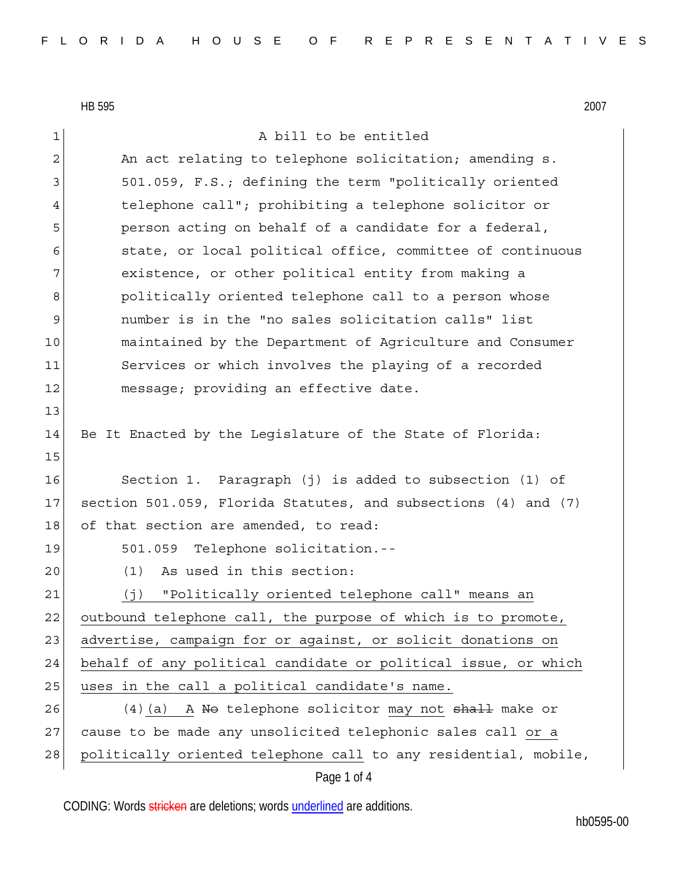HB 595 2007

A bill to be entitled

An act relating to telephone solicitation; amending s. 501.059, F.S.; defining the term "politically oriented telephone call"; prohibiting a telephone solicitor or person acting on behalf of a candidate for a federal, state, or local political office, committee of continuous existence, or other political entity from making a politically oriented telephone call to a person whose number is in the "no sales solicitation calls" list maintained by the Department of Agriculture and Consumer Services or which involves the playing of a recorded message; providing an effective date.

Be It Enacted by the Legislature of the State of Florida:

Section 1. Paragraph (j) is added to subsection (1) of section 501.059, Florida Statutes, and subsections (4) and (7) of that section are amended, to read:

501.059 Telephone solicitation.--

(1) As used in this section:

<u>(j) "Politically oriented telephone call" means an outbound telephone call, the purpose of which is to promote, advertise, campaign for or against, or solicit donations on behalf of any political candidate or political issue, or which uses in the call a political candidate's name.</u>

(4)<u>(a)</u> <u>A</u> ~~No~~ telephone solicitor <u>may not</u> ~~shall~~ make or cause to be made any unsolicited telephonic sales call <u>or a politically oriented telephone call</u> to any residential, mobile,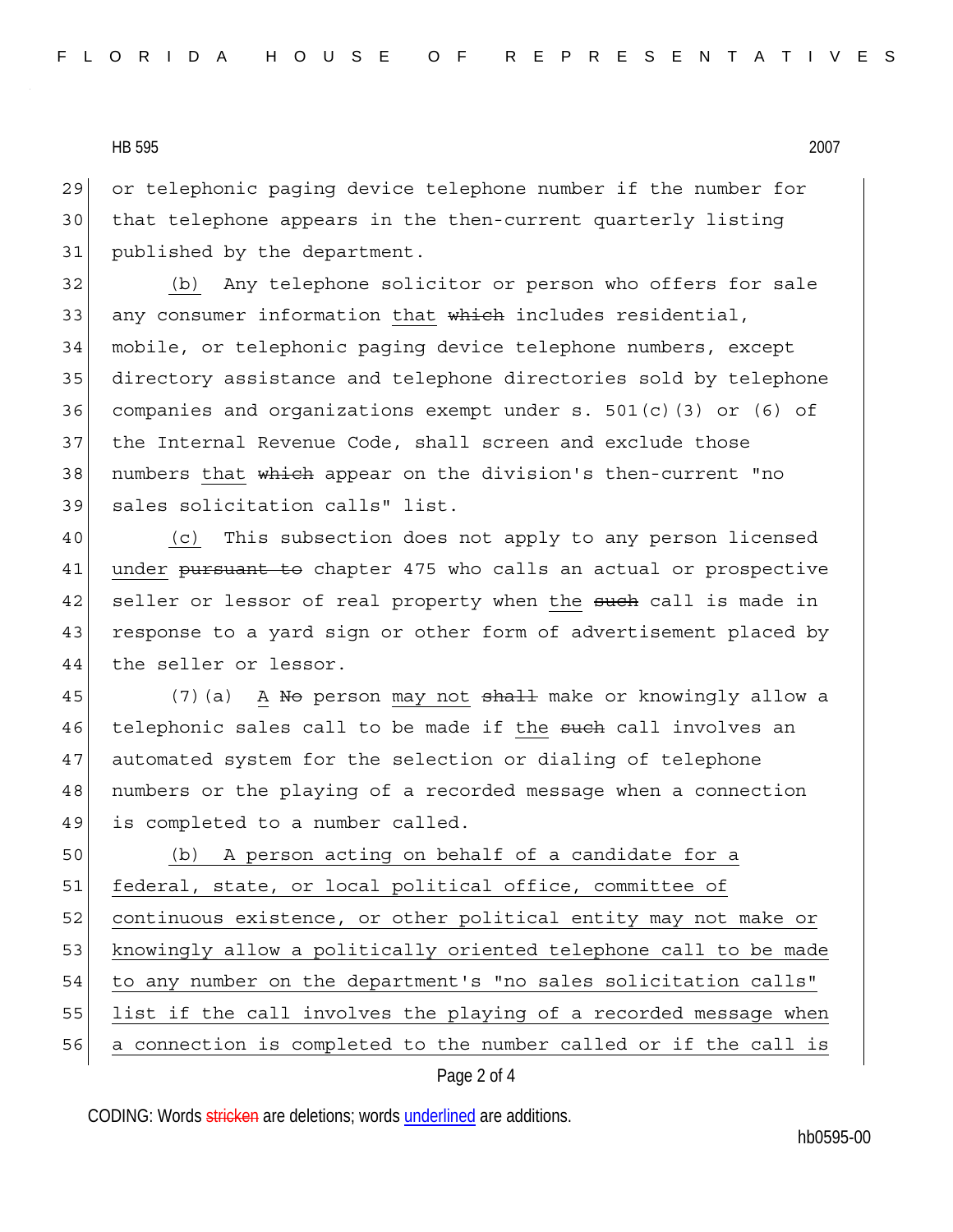or telephonic paging device telephone number if the number for that telephone appears in the then-current quarterly listing published by the department.

<u>(b)</u> Any telephone solicitor or person who offers for sale any consumer information <u>that</u> ~~which~~ includes residential, mobile, or telephonic paging device telephone numbers, except directory assistance and telephone directories sold by telephone companies and organizations exempt under s. 501(c)(3) or (6) of the Internal Revenue Code, shall screen and exclude those numbers <u>that</u> ~~which~~ appear on the division's then-current "no sales solicitation calls" list.

<u>(c)</u> This subsection does not apply to any person licensed <u>under</u> ~~pursuant to~~ chapter 475 who calls an actual or prospective seller or lessor of real property when <u>the</u> ~~such~~ call is made in response to a yard sign or other form of advertisement placed by the seller or lessor.

(7)(a) <u>A</u> ~~No~~ person <u>may not</u> ~~shall~~ make or knowingly allow a telephonic sales call to be made if <u>the</u> ~~such~~ call involves an automated system for the selection or dialing of telephone numbers or the playing of a recorded message when a connection is completed to a number called.

<u>(b) A person acting on behalf of a candidate for a federal, state, or local political office, committee of continuous existence, or other political entity may not make or knowingly allow a politically oriented telephone call to be made to any number on the department's "no sales solicitation calls" list if the call involves the playing of a recorded message when a connection is completed to the number called or if the call is</u>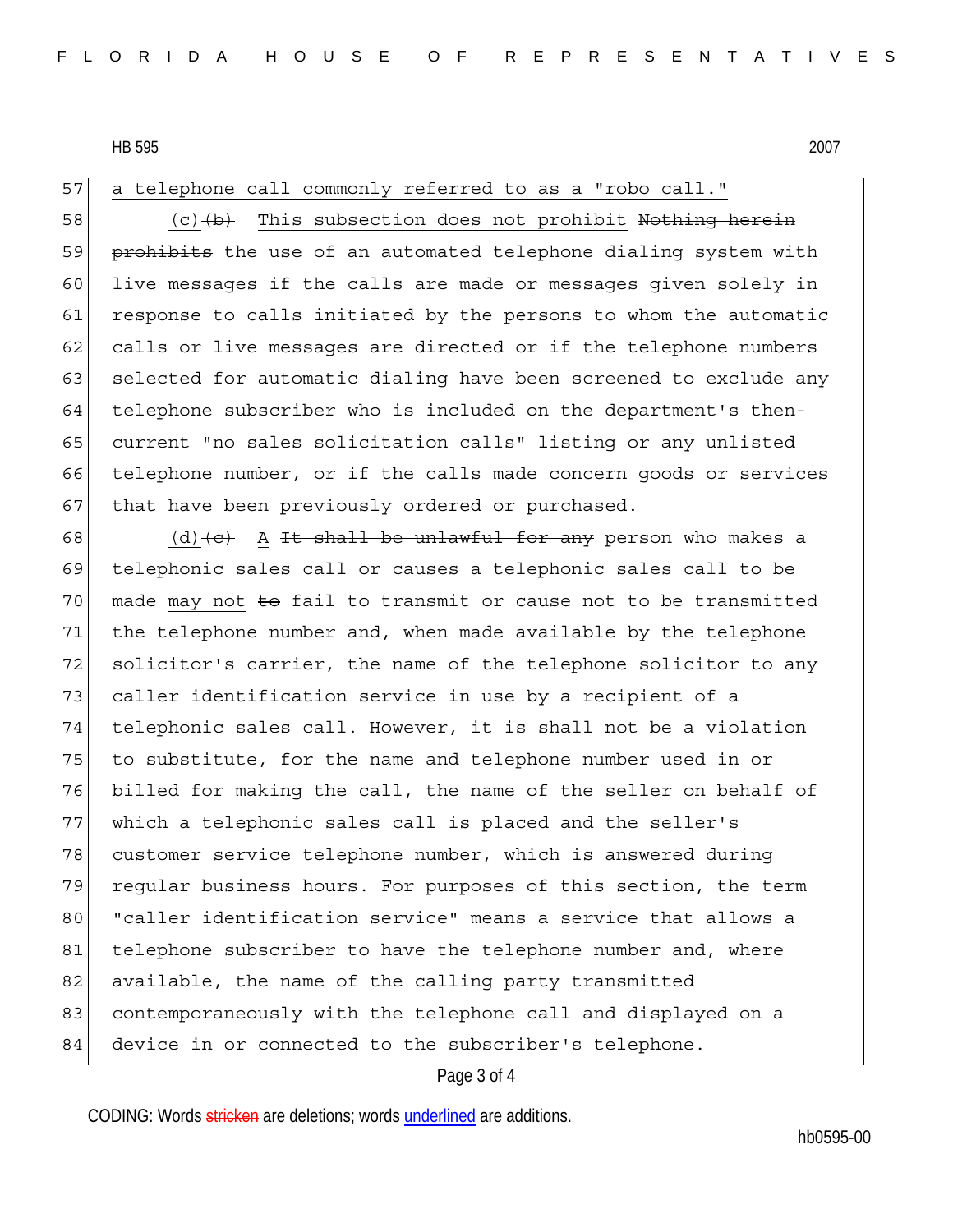a telephone call commonly referred to as a "robo call."

(c) ~~(b)~~ This subsection does not prohibit ~~Nothing herein prohibits~~ the use of an automated telephone dialing system with live messages if the calls are made or messages given solely in response to calls initiated by the persons to whom the automatic calls or live messages are directed or if the telephone numbers selected for automatic dialing have been screened to exclude any telephone subscriber who is included on the department's then-current "no sales solicitation calls" listing or any unlisted telephone number, or if the calls made concern goods or services that have been previously ordered or purchased.

(d) ~~(c)~~ A ~~It shall be unlawful for any~~ person who makes a telephonic sales call or causes a telephonic sales call to be made may not ~~to~~ fail to transmit or cause not to be transmitted the telephone number and, when made available by the telephone solicitor's carrier, the name of the telephone solicitor to any caller identification service in use by a recipient of a telephonic sales call. However, it is ~~shall~~ not ~~be~~ a violation to substitute, for the name and telephone number used in or billed for making the call, the name of the seller on behalf of which a telephonic sales call is placed and the seller's customer service telephone number, which is answered during regular business hours. For purposes of this section, the term "caller identification service" means a service that allows a telephone subscriber to have the telephone number and, where available, the name of the calling party transmitted contemporaneously with the telephone call and displayed on a device in or connected to the subscriber's telephone.

CODING: Words ~~stricken~~ are deletions; words underlined are additions.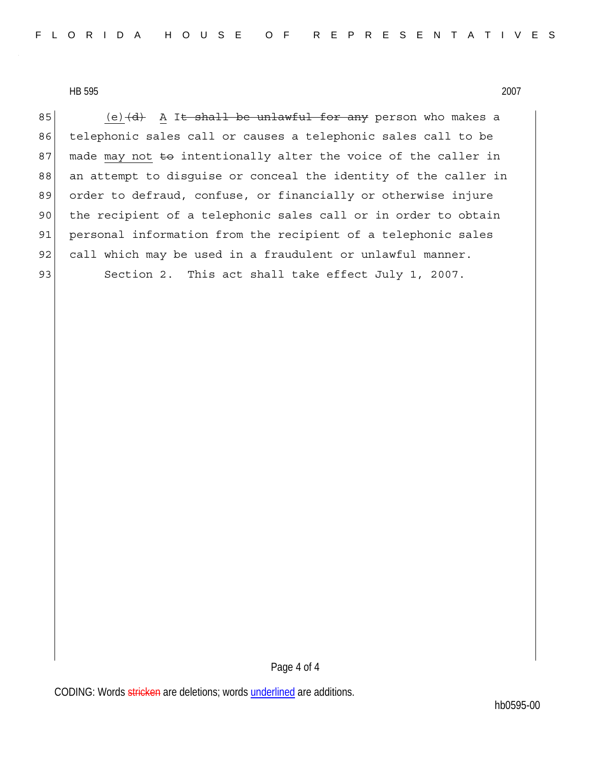(e)~~(d)~~ A I~~t shall be unlawful for any~~ person who makes a telephonic sales call or causes a telephonic sales call to be made may not ~~to~~ intentionally alter the voice of the caller in an attempt to disguise or conceal the identity of the caller in order to defraud, confuse, or financially or otherwise injure the recipient of a telephonic sales call or in order to obtain personal information from the recipient of a telephonic sales call which may be used in a fraudulent or unlawful manner.

Section 2. This act shall take effect July 1, 2007.

CODING: Words ~~stricken~~ are deletions; words underlined are additions.